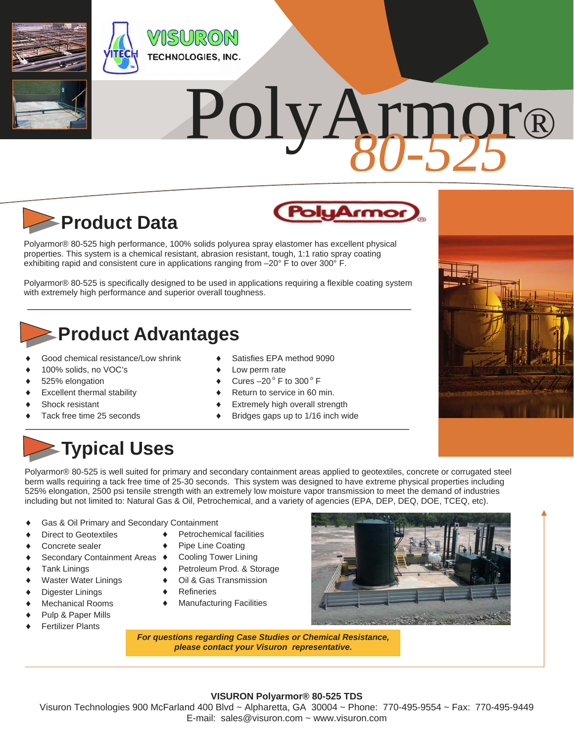VISURON TECHNOLOGIES, INC.

# PolyArmor® 80-525

## Product Data

Polyarmor® 80-525 high performance, 100% solids polyurea spray elastomer has excellent physical properties. This system is a chemical resistant, abrasion resistant, tough, 1:1 ratio spray coating exhibiting rapid and consistent cure in applications ranging from –20° F to over 300° F.

Polyarmor® 80-525 is specifically designed to be used in applications requiring a flexible coating system with extremely high performance and superior overall toughness.

## Product Advantages

- Good chemical resistance/Low shrink
- 100% solids, no VOC's
- 525% elongation
- Excellent thermal stability
- Shock resistant
- Tack free time 25 seconds
- Satisfies EPA method 9090
- Low perm rate
- Cures –20° F to 300° F
- Return to service in 60 min.
- Extremely high overall strength
- Bridges gaps up to 1/16 inch wide

## Typical Uses

Polyarmor® 80-525 is well suited for primary and secondary containment areas applied to geotextiles, concrete or corrugated steel berm walls requiring a tack free time of 25-30 seconds. This system was designed to have extreme physical properties including 525% elongation, 2500 psi tensile strength with an extremely low moisture vapor transmission to meet the demand of industries including but not limited to: Natural Gas & Oil, Petrochemical, and a variety of agencies (EPA, DEP, DEQ, DOE, TCEQ, etc).

- Gas & Oil Primary and Secondary Containment
- Direct to Geotextiles
- Concrete sealer
- Secondary Containment Areas
- Tank Linings
- Waster Water Linings
- Digester Linings
- Mechanical Rooms
- Pulp & Paper Mills
- Fertilizer Plants
- Petrochemical facilities
- Pipe Line Coating
- Cooling Tower Lining
- Petroleum Prod. & Storage
- Oil & Gas Transmission
- Refineries
- Manufacturing Facilities

***For questions regarding Case Studies or Chemical Resistance, please contact your Visuron representative.***

**VISURON Polyarmor® 80-525 TDS**

Visuron Technologies 900 McFarland 400 Blvd ~ Alpharetta, GA 30004 ~ Phone: 770-495-9554 ~ Fax: 770-495-9449
E-mail: sales@visuron.com ~ www.visuron.com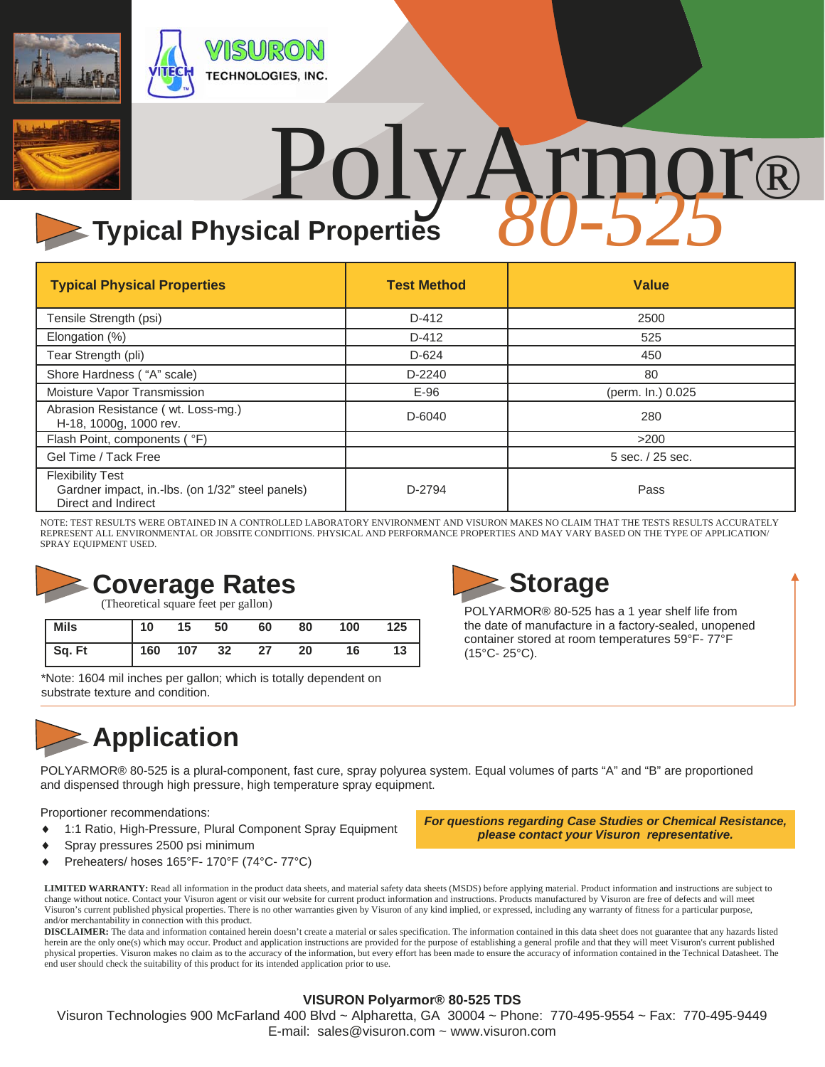VISURON TECHNOLOGIES, INC.

# PolyArmor® 80-525

## Typical Physical Properties

| Typical Physical Properties | Test Method | Value |
|---|---|---|
| Tensile Strength (psi) | D-412 | 2500 |
| Elongation (%) | D-412 | 525 |
| Tear Strength (pli) | D-624 | 450 |
| Shore Hardness ( "A" scale) | D-2240 | 80 |
| Moisture Vapor Transmission | E-96 | (perm. In.) 0.025 |
| Abrasion Resistance ( wt. Loss-mg.) H-18, 1000g, 1000 rev. | D-6040 | 280 |
| Flash Point, components ( °F) | | >200 |
| Gel Time / Tack Free | | 5 sec. / 25 sec. |
| Flexibility Test Gardner impact, in.-lbs. (on 1/32" steel panels) Direct and Indirect | D-2794 | Pass |

NOTE: TEST RESULTS WERE OBTAINED IN A CONTROLLED LABORATORY ENVIRONMENT AND VISURON MAKES NO CLAIM THAT THE TESTS RESULTS ACCURATELY REPRESENT ALL ENVIRONMENTAL OR JOBSITE CONDITIONS. PHYSICAL AND PERFORMANCE PROPERTIES AND MAY VARY BASED ON THE TYPE OF APPLICATION/ SPRAY EQUIPMENT USED.

## Coverage Rates

(Theoretical square feet per gallon)

| Mils | 10 | 15 | 50 | 60 | 80 | 100 | 125 |
|---|---|---|---|---|---|---|---|
| Sq. Ft | 160 | 107 | 32 | 27 | 20 | 16 | 13 |

*Note: 1604 mil inches per gallon; which is totally dependent on substrate texture and condition.

## Storage

POLYARMOR® 80-525 has a 1 year shelf life from the date of manufacture in a factory-sealed, unopened container stored at room temperatures 59°F- 77°F (15°C- 25°C).

## Application

POLYARMOR® 80-525 is a plural-component, fast cure, spray polyurea system. Equal volumes of parts "A" and "B" are proportioned and dispensed through high pressure, high temperature spray equipment.

Proportioner recommendations:

- 1:1 Ratio, High-Pressure, Plural Component Spray Equipment
- Spray pressures 2500 psi minimum
- Preheaters/ hoses 165°F- 170°F (74°C- 77°C)

***For questions regarding Case Studies or Chemical Resistance, please contact your Visuron representative.***

**LIMITED WARRANTY:** Read all information in the product data sheets, and material safety data sheets (MSDS) before applying material. Product information and instructions are subject to change without notice. Contact your Visuron agent or visit our website for current product information and instructions. Products manufactured by Visuron are free of defects and will meet Visuron's current published physical properties. There is no other warranties given by Visuron of any kind implied, or expressed, including any warranty of fitness for a particular purpose, and/or merchantability in connection with this product.

**DISCLAIMER:** The data and information contained herein doesn't create a material or sales specification. The information contained in this data sheet does not guarantee that any hazards listed herein are the only one(s) which may occur. Product and application instructions are provided for the purpose of establishing a general profile and that they will meet Visuron's current published physical properties. Visuron makes no claim as to the accuracy of the information, but every effort has been made to ensure the accuracy of information contained in the Technical Datasheet. The end user should check the suitability of this product for its intended application prior to use.

**VISURON Polyarmor® 80-525 TDS**

Visuron Technologies 900 McFarland 400 Blvd ~ Alpharetta, GA 30004 ~ Phone: 770-495-9554 ~ Fax: 770-495-9449
E-mail: sales@visuron.com ~ www.visuron.com